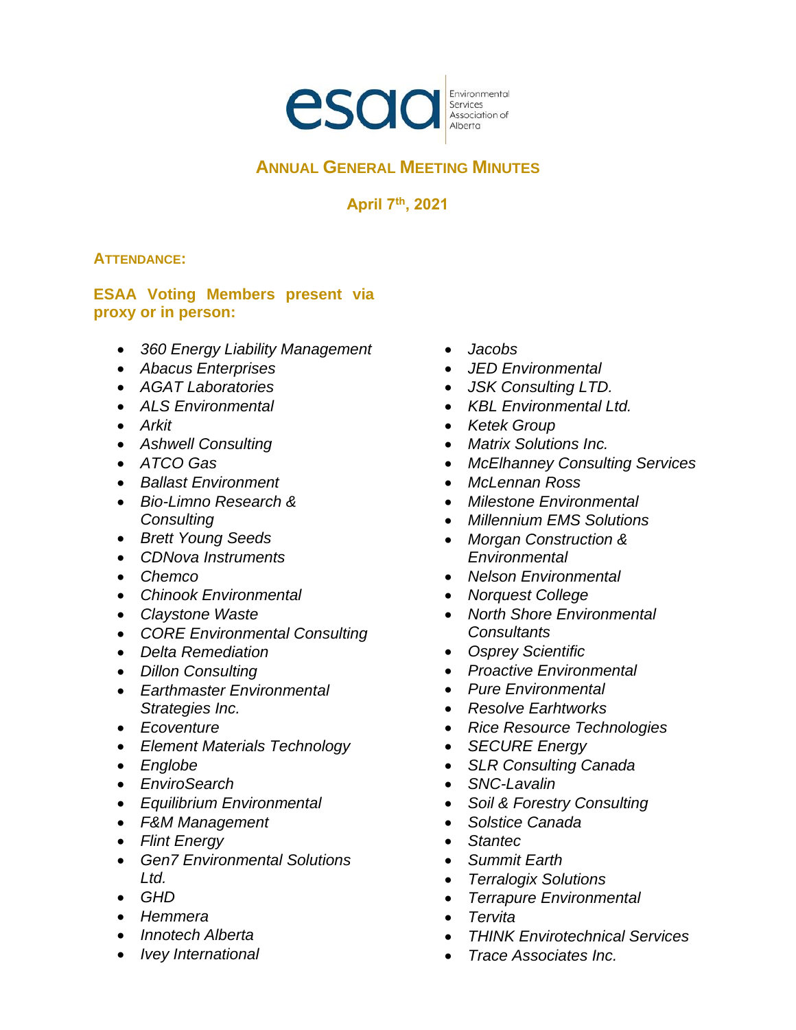esaa Environmental Services Association of Alberta

# ANNUAL GENERAL MEETING MINUTES

## April 7th, 2021

### ATTENDANCE:

### ESAA Voting Members present via proxy or in person:

- *360 Energy Liability Management*
- *Abacus Enterprises*
- *AGAT Laboratories*
- *ALS Environmental*
- *Arkit*
- *Ashwell Consulting*
- *ATCO Gas*
- *Ballast Environment*
- *Bio-Limno Research & Consulting*
- *Brett Young Seeds*
- *CDNova Instruments*
- *Chemco*
- *Chinook Environmental*
- *Claystone Waste*
- *CORE Environmental Consulting*
- *Delta Remediation*
- *Dillon Consulting*
- *Earthmaster Environmental Strategies Inc.*
- *Ecoventure*
- *Element Materials Technology*
- *Englobe*
- *EnviroSearch*
- *Equilibrium Environmental*
- *F&M Management*
- *Flint Energy*
- *Gen7 Environmental Solutions Ltd.*
- *GHD*
- *Hemmera*
- *Innotech Alberta*
- *Ivey International*
- *Jacobs*
- *JED Environmental*
- *JSK Consulting LTD.*
- *KBL Environmental Ltd.*
- *Ketek Group*
- *Matrix Solutions Inc.*
- *McElhanney Consulting Services*
- *McLennan Ross*
- *Milestone Environmental*
- *Millennium EMS Solutions*
- *Morgan Construction & Environmental*
- *Nelson Environmental*
- *Norquest College*
- *North Shore Environmental Consultants*
- *Osprey Scientific*
- *Proactive Environmental*
- *Pure Environmental*
- *Resolve Earhtworks*
- *Rice Resource Technologies*
- *SECURE Energy*
- *SLR Consulting Canada*
- *SNC-Lavalin*
- *Soil & Forestry Consulting*
- *Solstice Canada*
- *Stantec*
- *Summit Earth*
- *Terralogix Solutions*
- *Terrapure Environmental*
- *Tervita*
- *THINK Envirotechnical Services*
- *Trace Associates Inc.*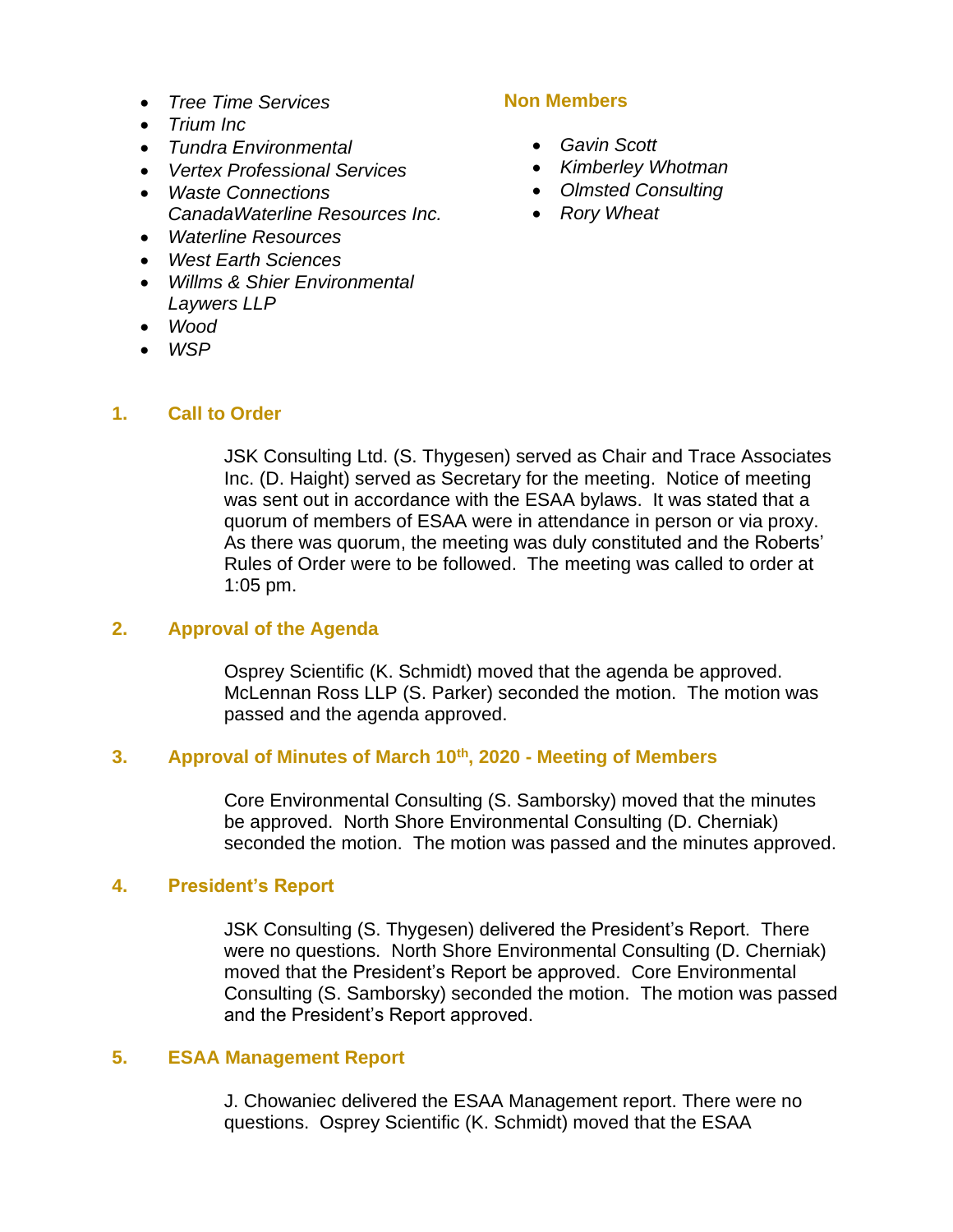- *Tree Time Services*
- *Trium Inc*
- *Tundra Environmental*
- *Vertex Professional Services*
- *Waste Connections CanadaWaterline Resources Inc.*
- *Waterline Resources*
- *West Earth Sciences*
- *Willms & Shier Environmental Laywers LLP*
- *Wood*
- *WSP*

### Non Members

- *Gavin Scott*
- *Kimberley Whotman*
- *Olmsted Consulting*
- *Rory Wheat*

## 1. Call to Order

JSK Consulting Ltd. (S. Thygesen) served as Chair and Trace Associates Inc. (D. Haight) served as Secretary for the meeting. Notice of meeting was sent out in accordance with the ESAA bylaws. It was stated that a quorum of members of ESAA were in attendance in person or via proxy. As there was quorum, the meeting was duly constituted and the Roberts' Rules of Order were to be followed. The meeting was called to order at 1:05 pm.

## 2. Approval of the Agenda

Osprey Scientific (K. Schmidt) moved that the agenda be approved. McLennan Ross LLP (S. Parker) seconded the motion. The motion was passed and the agenda approved.

## 3. Approval of Minutes of March 10th, 2020 - Meeting of Members

Core Environmental Consulting (S. Samborsky) moved that the minutes be approved. North Shore Environmental Consulting (D. Cherniak) seconded the motion. The motion was passed and the minutes approved.

## 4. President's Report

JSK Consulting (S. Thygesen) delivered the President's Report. There were no questions. North Shore Environmental Consulting (D. Cherniak) moved that the President's Report be approved. Core Environmental Consulting (S. Samborsky) seconded the motion. The motion was passed and the President's Report approved.

## 5. ESAA Management Report

J. Chowaniec delivered the ESAA Management report. There were no questions. Osprey Scientific (K. Schmidt) moved that the ESAA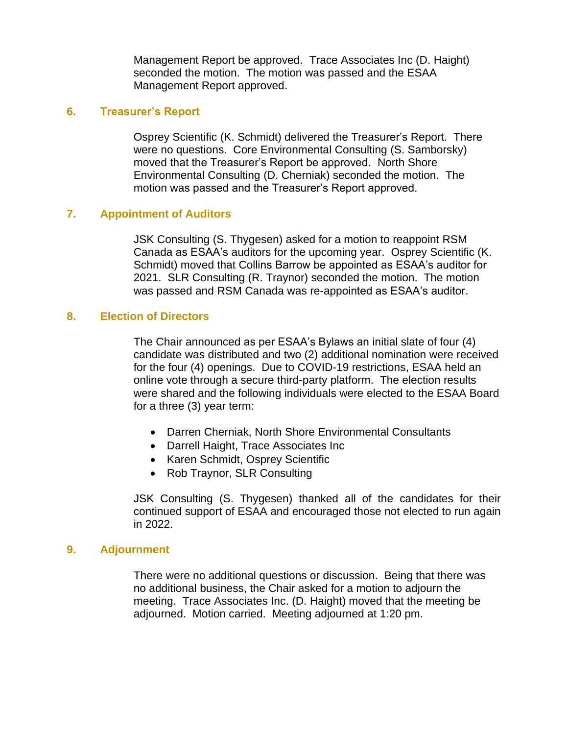Management Report be approved. Trace Associates Inc (D. Haight) seconded the motion. The motion was passed and the ESAA Management Report approved.

## 6. Treasurer's Report

Osprey Scientific (K. Schmidt) delivered the Treasurer's Report. There were no questions. Core Environmental Consulting (S. Samborsky) moved that the Treasurer's Report be approved. North Shore Environmental Consulting (D. Cherniak) seconded the motion. The motion was passed and the Treasurer's Report approved.

## 7. Appointment of Auditors

JSK Consulting (S. Thygesen) asked for a motion to reappoint RSM Canada as ESAA's auditors for the upcoming year. Osprey Scientific (K. Schmidt) moved that Collins Barrow be appointed as ESAA's auditor for 2021. SLR Consulting (R. Traynor) seconded the motion. The motion was passed and RSM Canada was re-appointed as ESAA's auditor.

## 8. Election of Directors

The Chair announced as per ESAA's Bylaws an initial slate of four (4) candidate was distributed and two (2) additional nomination were received for the four (4) openings. Due to COVID-19 restrictions, ESAA held an online vote through a secure third-party platform. The election results were shared and the following individuals were elected to the ESAA Board for a three (3) year term:

- Darren Cherniak, North Shore Environmental Consultants
- Darrell Haight, Trace Associates Inc
- Karen Schmidt, Osprey Scientific
- Rob Traynor, SLR Consulting

JSK Consulting (S. Thygesen) thanked all of the candidates for their continued support of ESAA and encouraged those not elected to run again in 2022.

## 9. Adjournment

There were no additional questions or discussion. Being that there was no additional business, the Chair asked for a motion to adjourn the meeting. Trace Associates Inc. (D. Haight) moved that the meeting be adjourned. Motion carried. Meeting adjourned at 1:20 pm.